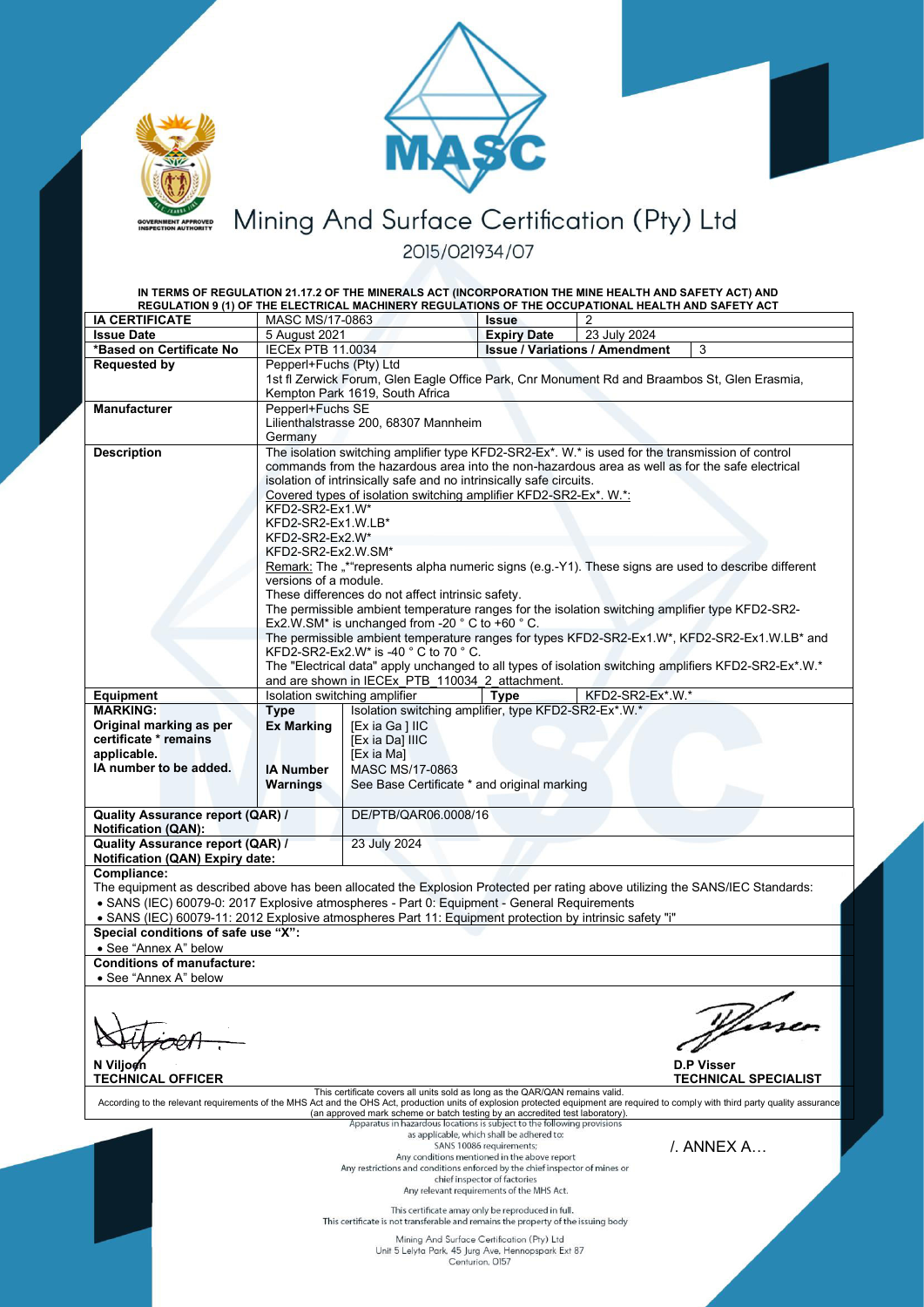# Mining And Surface Certification (Pty) Ltd

2015/021934/07

**IN TERMS OF REGULATION 21.17.2 OF THE MINERALS ACT (INCORPORATION THE MINE HEALTH AND SAFETY ACT) AND REGULATION 9 (1) OF THE ELECTRICAL MACHINERY REGULATIONS OF THE OCCUPATIONAL HEALTH AND SAFETY ACT**

| **IA CERTIFICATE** | MASC MS/17-0863 | **Issue** | 2 |
|---|---|---|---|
| **Issue Date** | 5 August 2021 | **Expiry Date** | 23 July 2024 |
| **\*Based on Certificate No** | IECEx PTB 11.0034 | **Issue / Variations / Amendment** | 3 |
| **Requested by** | Pepperl+Fuchs (Pty) Ltd<br>1st fl Zerwick Forum, Glen Eagle Office Park, Cnr Monument Rd and Braambos St, Glen Erasmia, Kempton Park 1619, South Africa | | |
| **Manufacturer** | Pepperl+Fuchs SE<br>Lilienthalstrasse 200, 68307 Mannheim<br>Germany | | |
| **Description** | The isolation switching amplifier type KFD2-SR2-Ex\*. W.\* is used for the transmission of control commands from the hazardous area into the non-hazardous area as well as for the safe electrical isolation of intrinsically safe and no intrinsically safe circuits.<br>Covered types of isolation switching amplifier KFD2-SR2-Ex\*. W.\*:<br>KFD2-SR2-Ex1.W\*<br>KFD2-SR2-Ex1.W.LB\*<br>KFD2-SR2-Ex2.W\*<br>KFD2-SR2-Ex2.W.SM\*<br>Remark: The „\*"represents alpha numeric signs (e.g.-Y1). These signs are used to describe different versions of a module.<br>These differences do not affect intrinsic safety.<br>The permissible ambient temperature ranges for the isolation switching amplifier type KFD2-SR2-Ex2.W.SM\* is unchanged from -20 ° C to +60 ° C.<br>The permissible ambient temperature ranges for types KFD2-SR2-Ex1.W\*, KFD2-SR2-Ex1.W.LB\* and KFD2-SR2-Ex2.W\* is -40 ° C to 70 ° C.<br>The "Electrical data" apply unchanged to all types of isolation switching amplifiers KFD2-SR2-Ex\*.W.\* and are shown in IECEx_PTB_110034_2_attachment. | | |
| **Equipment** | Isolation switching amplifier | **Type** | KFD2-SR2-Ex\*.W.\* |

| **MARKING:**<br>**Original marking as per certificate \* remains applicable.**<br>**IA number to be added.** | **Type** | Isolation switching amplifier, type KFD2-SR2-Ex\*.W.\* |
|---|---|---|
| | **Ex Marking** | [Ex ia Ga ] IIC<br>[Ex ia Da] IIIC<br>[Ex ia Ma] |
| | **IA Number** | MASC MS/17-0863 |
| | **Warnings** | See Base Certificate \* and original marking |

| | |
|---|---|
| **Quality Assurance report (QAR) / Notification (QAN):** | DE/PTB/QAR06.0008/16 |
| **Quality Assurance report (QAR) / Notification (QAN) Expiry date:** | 23 July 2024 |

**Compliance:**

The equipment as described above has been allocated the Explosion Protected per rating above utilizing the SANS/IEC Standards:

- SANS (IEC) 60079-0: 2017 Explosive atmospheres - Part 0: Equipment - General Requirements
- SANS (IEC) 60079-11: 2012 Explosive atmospheres Part 11: Equipment protection by intrinsic safety "i"

**Special conditions of safe use "X":**

- See "Annex A" below

**Conditions of manufacture:**

- See "Annex A" below

**N Viljoen**
**TECHNICAL OFFICER**

**D.P Visser**
**TECHNICAL SPECIALIST**

This certificate covers all units sold as long as the QAR/QAN remains valid.
According to the relevant requirements of the MHS Act and the OHS Act, production units of explosion protected equipment are required to comply with third party quality assurance (an approved mark scheme or batch testing by an accredited test laboratory).

Apparatus in hazardous locations is subject to the following provisions as applicable, which shall be adhered to:
SANS 10086 requirements;
Any conditions mentioned in the above report
Any restrictions and conditions enforced by the chief inspector of mines or chief inspector of factories
Any relevant requirements of the MHS Act.

/. ANNEX A…

This certificate amay only be reproduced in full.
This certificate is not transferable and remains the property of the issuing body

Mining And Surface Certification (Pty) Ltd
Unit 5 Lelyta Park, 45 Jurg Ave, Hennopspark Ext 87
Centurion, 0157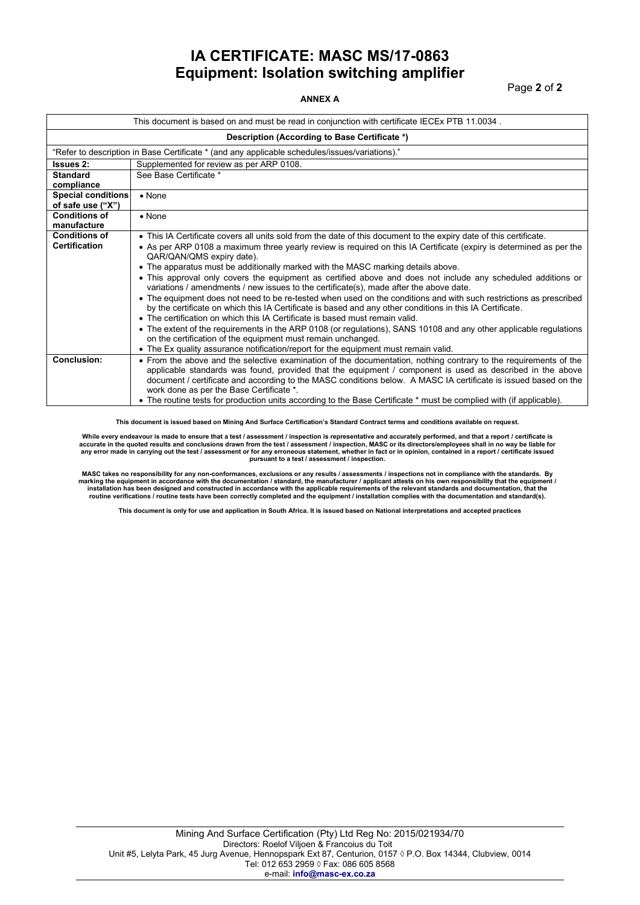# IA CERTIFICATE: MASC MS/17-0863
# Equipment: Isolation switching amplifier

**ANNEX A**

| | |
|---|---|
| This document is based on and must be read in conjunction with certificate IECEx PTB 11.0034 . | |
| **Description (According to Base Certificate \*)** | |
| "Refer to description in Base Certificate \* (and any applicable schedules/issues/variations)." | |
| **Issues 2:** | Supplemented for review as per ARP 0108. |
| **Standard compliance** | See Base Certificate \* |
| **Special conditions of safe use ("X")** | • None |
| **Conditions of manufacture** | • None |
| **Conditions of Certification** | • This IA Certificate covers all units sold from the date of this document to the expiry date of this certificate.<br>• As per ARP 0108 a maximum three yearly review is required on this IA Certificate (expiry is determined as per the QAR/QAN/QMS expiry date).<br>• The apparatus must be additionally marked with the MASC marking details above.<br>• This approval only covers the equipment as certified above and does not include any scheduled additions or variations / amendments / new issues to the certificate(s), made after the above date.<br>• The equipment does not need to be re-tested when used on the conditions and with such restrictions as prescribed by the certificate on which this IA Certificate is based and any other conditions in this IA Certificate.<br>• The certification on which this IA Certificate is based must remain valid.<br>• The extent of the requirements in the ARP 0108 (or regulations), SANS 10108 and any other applicable regulations on the certification of the equipment must remain unchanged.<br>• The Ex quality assurance notification/report for the equipment must remain valid. |
| **Conclusion:** | • From the above and the selective examination of the documentation, nothing contrary to the requirements of the applicable standards was found, provided that the equipment / component is used as described in the above document / certificate and according to the MASC conditions below. A MASC IA certificate is issued based on the work done as per the Base Certificate \*.<br>• The routine tests for production units according to the Base Certificate \* must be complied with (if applicable). |

**This document is issued based on Mining And Surface Certification's Standard Contract terms and conditions available on request.**

**While every endeavour is made to ensure that a test / assessment / inspection is representative and accurately performed, and that a report / certificate is accurate in the quoted results and conclusions drawn from the test / assessment / inspection, MASC or its directors/employees shall in no way be liable for any error made in carrying out the test / assessment or for any erroneous statement, whether in fact or in opinion, contained in a report / certificate issued pursuant to a test / assessment / inspection.**

**MASC takes no responsibility for any non-conformances, exclusions or any results / assessments / inspections not in compliance with the standards. By marking the equipment in accordance with the documentation / standard, the manufacturer / applicant attests on his own responsibility that the equipment / installation has been designed and constructed in accordance with the applicable requirements of the relevant standards and documentation, that the routine verifications / routine tests have been correctly completed and the equipment / installation complies with the documentation and standard(s).**

**This document is only for use and application in South Africa. It is issued based on National interpretations and accepted practices**

Mining And Surface Certification (Pty) Ltd Reg No: 2015/021934/70
Directors: Roelof Viljoen & Francoius du Toit
Unit #5, Lelyta Park, 45 Jurg Avenue, Hennopspark Ext 87, Centurion, 0157 ◊ P.O. Box 14344, Clubview, 0014
Tel: 012 653 2959 ◊ Fax: 086 605 8568
e-mail: **info@masc-ex.co.za**